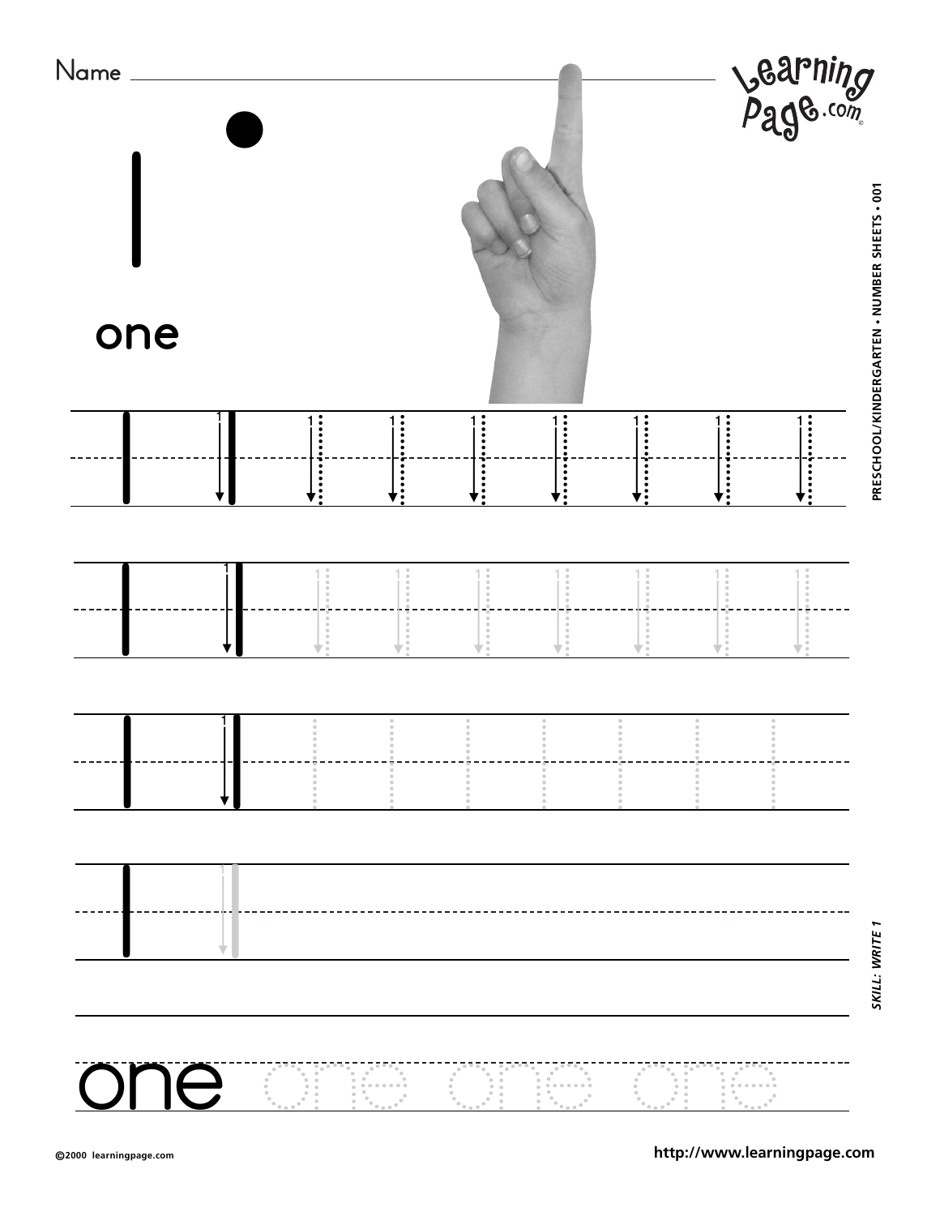Name ______________________________

# 1

one

1 1 1 1 1 1 1 1 1

1 1 1 1 1 1 1 1 1

1 1 1

1 1

one one one one

PRESCHOOL/KINDERGARTEN • NUMBER SHEETS • 001

*SKILL: WRITE 1*

©2000 learningpage.com

http://www.learningpage.com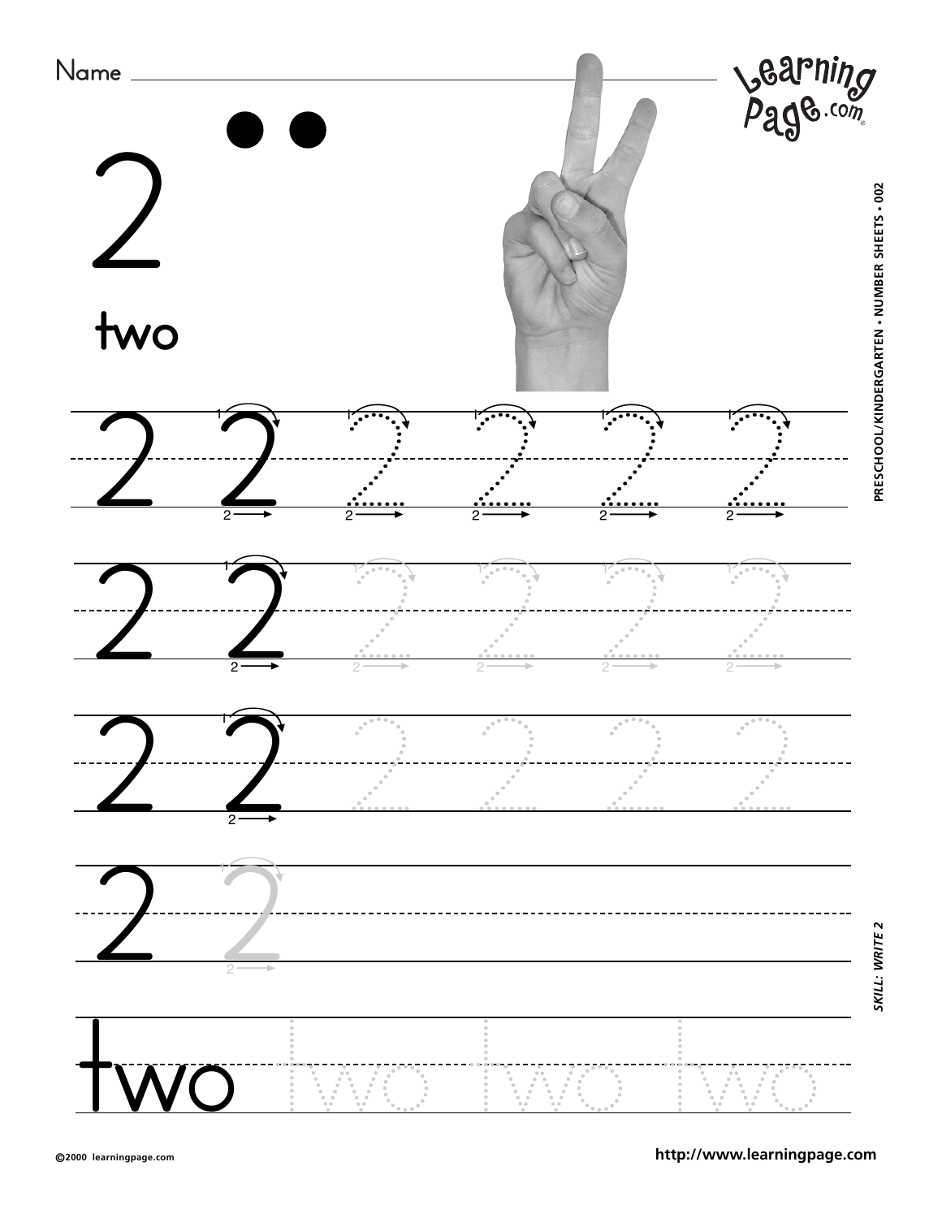Name ______________________________

# 2

## two

2 2 2 2 2 2

2 2 2 2 2 2

2 2 2 2 2 2

2 2

two two two two

PRESCHOOL/KINDERGARTEN • NUMBER SHEETS • 002

*SKILL: WRITE 2*

©2000 learningpage.com

http://www.learningpage.com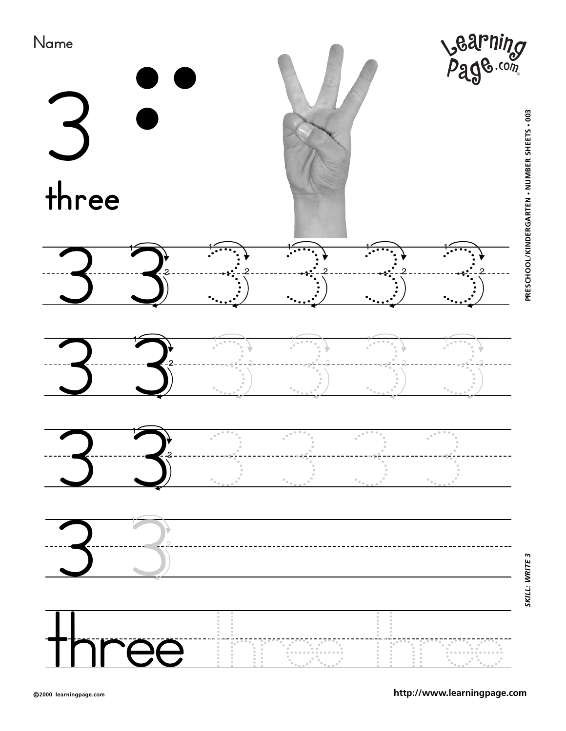Name ____________________

# 3

three

3 3 3 3 3 3

3 3 3 3 3 3

3 3 3 3 3 3

3 3

three three three

PRESCHOOL/KINDERGARTEN • NUMBER SHEETS • 003

*SKILL: WRITE 3*

©2000 learningpage.com

http://www.learningpage.com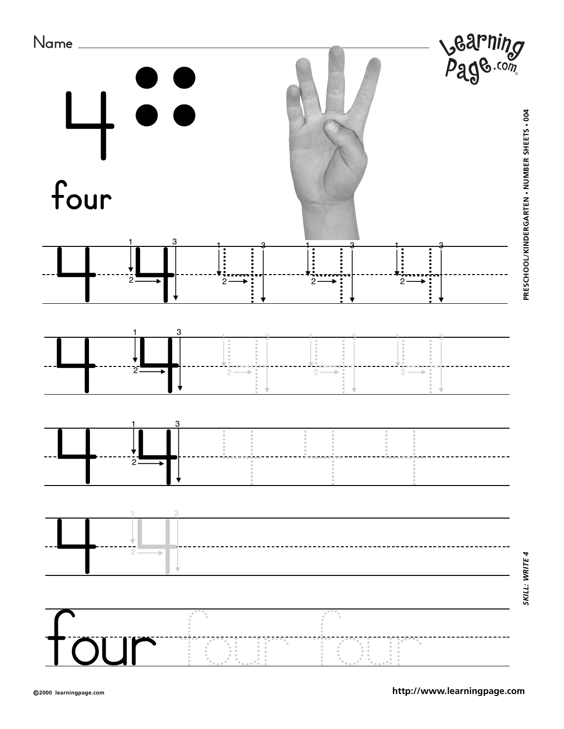Name

# 4

four

4 4 4 4 4

4 4 4 4 4

4 4 4 4 4

4 4

four four four

PRESCHOOL/KINDERGARTEN • NUMBER SHEETS • 004

*SKILL: WRITE 4*

©2000 learningpage.com

http://www.learningpage.com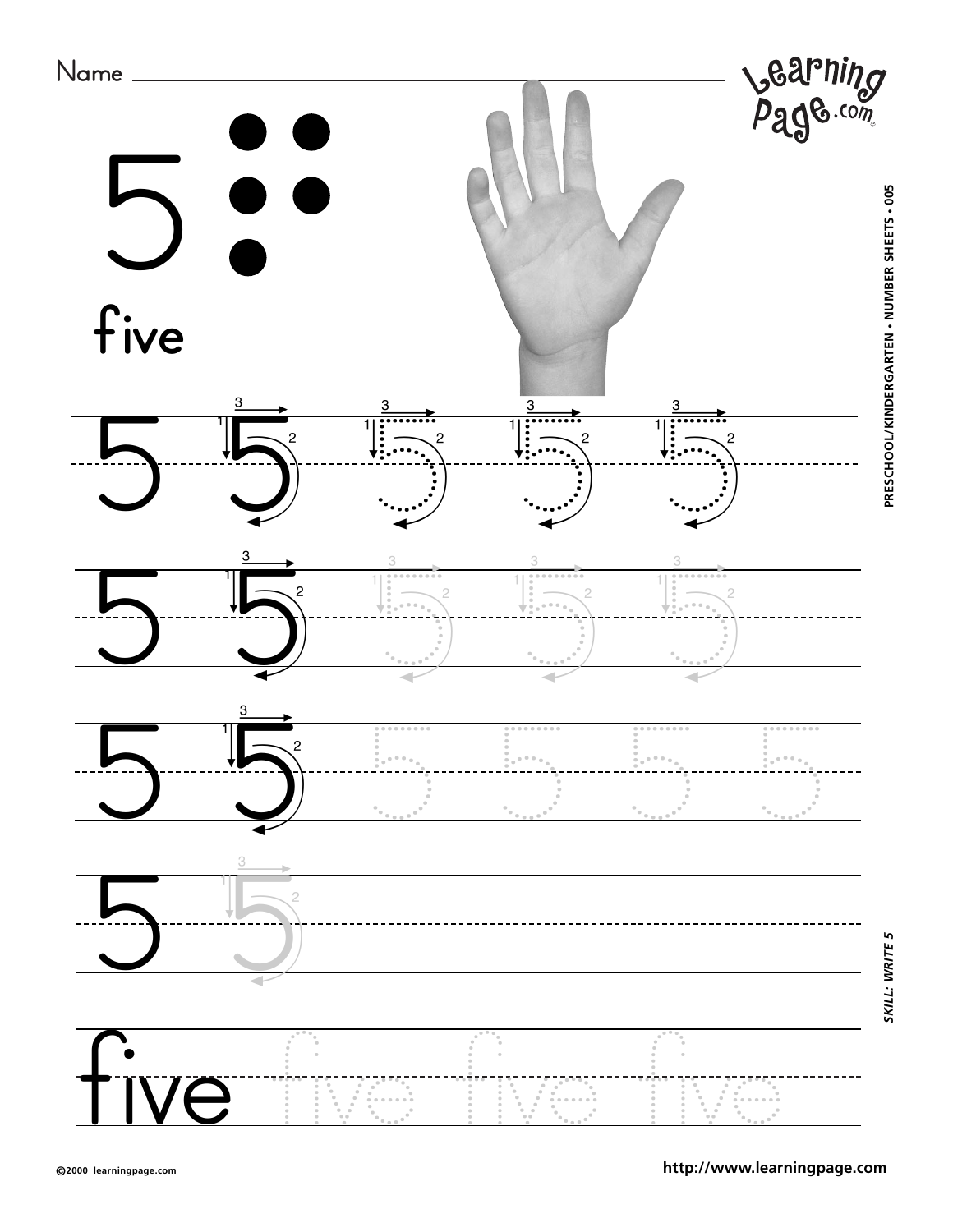Name ______________________________

LearningPage.com

# 5

five

5 5 5 5 5

5 5 5 5 5

5 5 5 5 5 5

5 5

five five five five

PRESCHOOL/KINDERGARTEN • NUMBER SHEETS • 005

*SKILL: WRITE 5*

©2000 learningpage.com

**http://www.learningpage.com**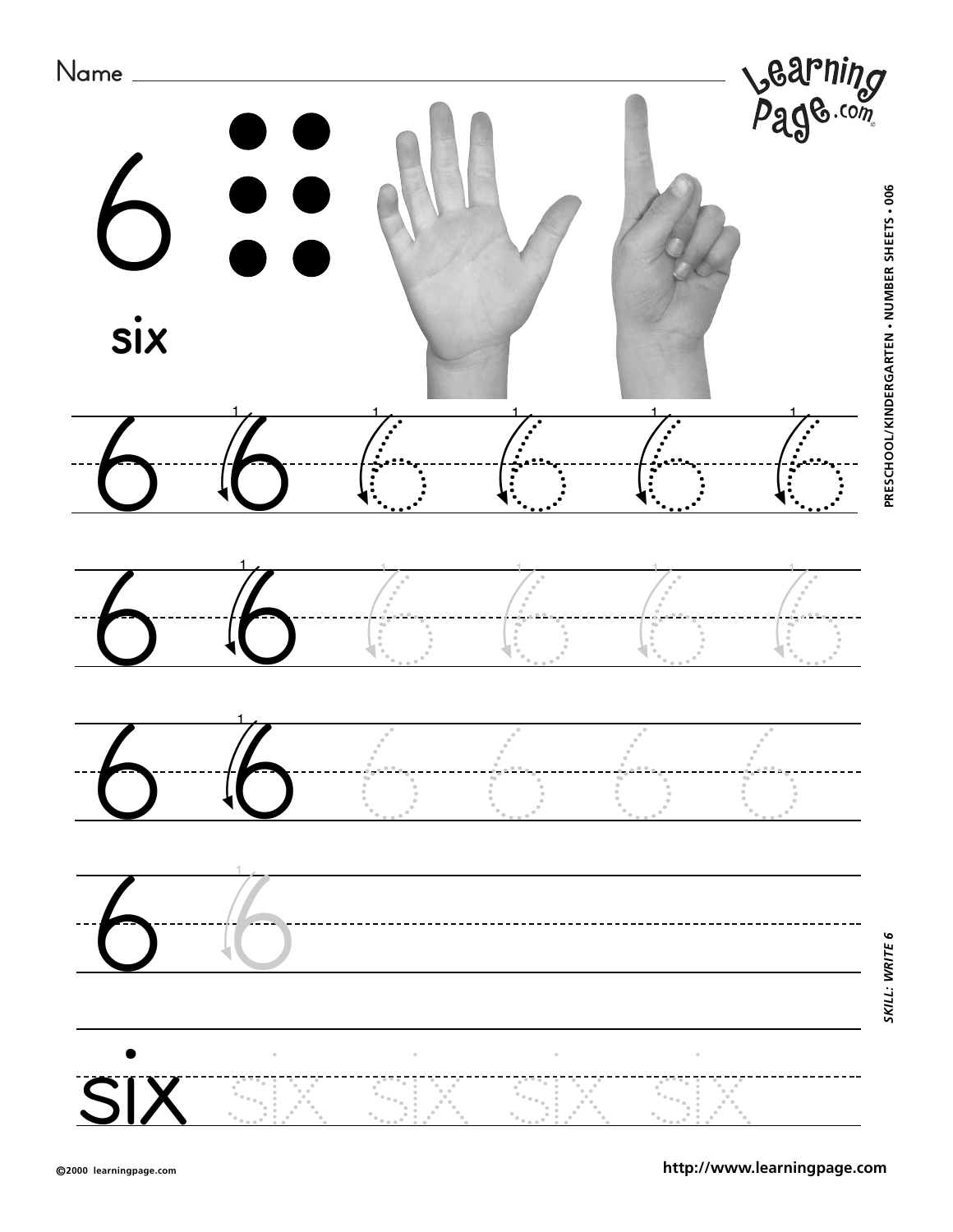Name ________________________________________

# 6

**six**

6 6 6 6 6 6

6 6 6 6 6 6

6 6 6 6 6 6

6 6

six six six six six

PRESCHOOL/KINDERGARTEN • NUMBER SHEETS • 006

*SKILL: WRITE 6*

©2000 learningpage.com

http://www.learningpage.com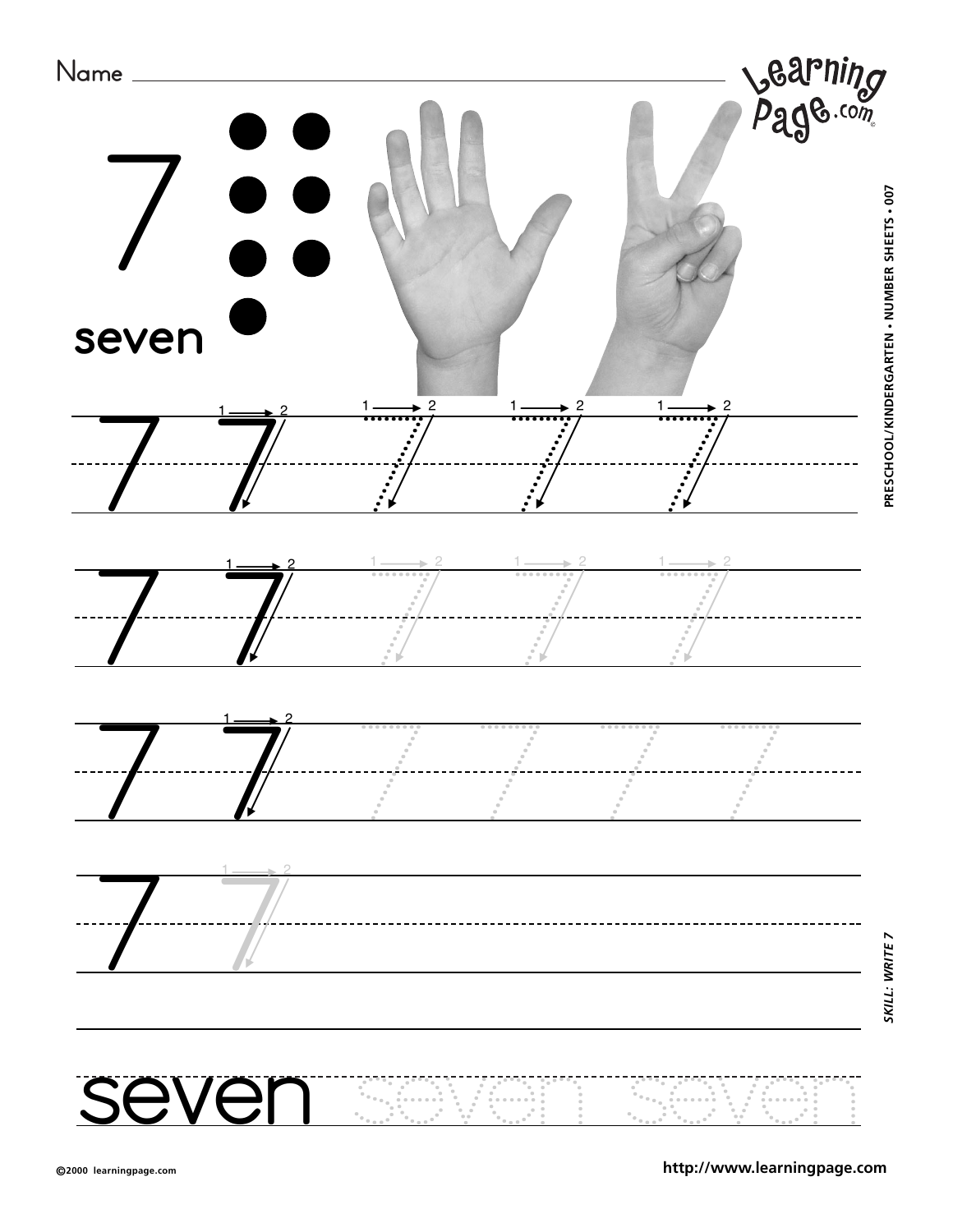Name ________________________________________

# 7

**seven**

PRESCHOOL/KINDERGARTEN • NUMBER SHEETS • 007

7 7 7 7 7

7 7 7 7 7

7 7 7 7 7 7

7 7

seven seven seven

*SKILL: WRITE 7*

©2000 learningpage.com

http://www.learningpage.com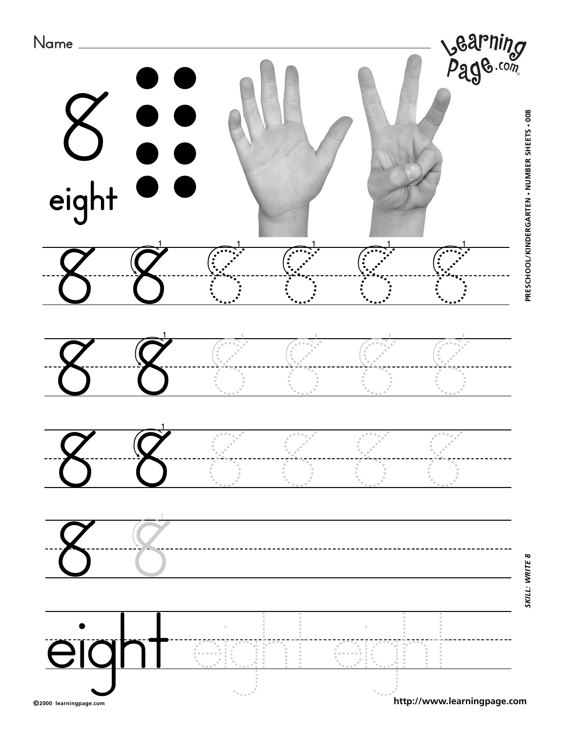Name ______________________________

# 8

eight

8 8 8 8 8 8

8 8 8 8 8 8

8 8 8 8 8 8

8 8

eight eight eight

PRESCHOOL/KINDERGARTEN • NUMBER SHEETS • 008

*SKILL: WRITE 8*

©2000 learningpage.com

http://www.learningpage.com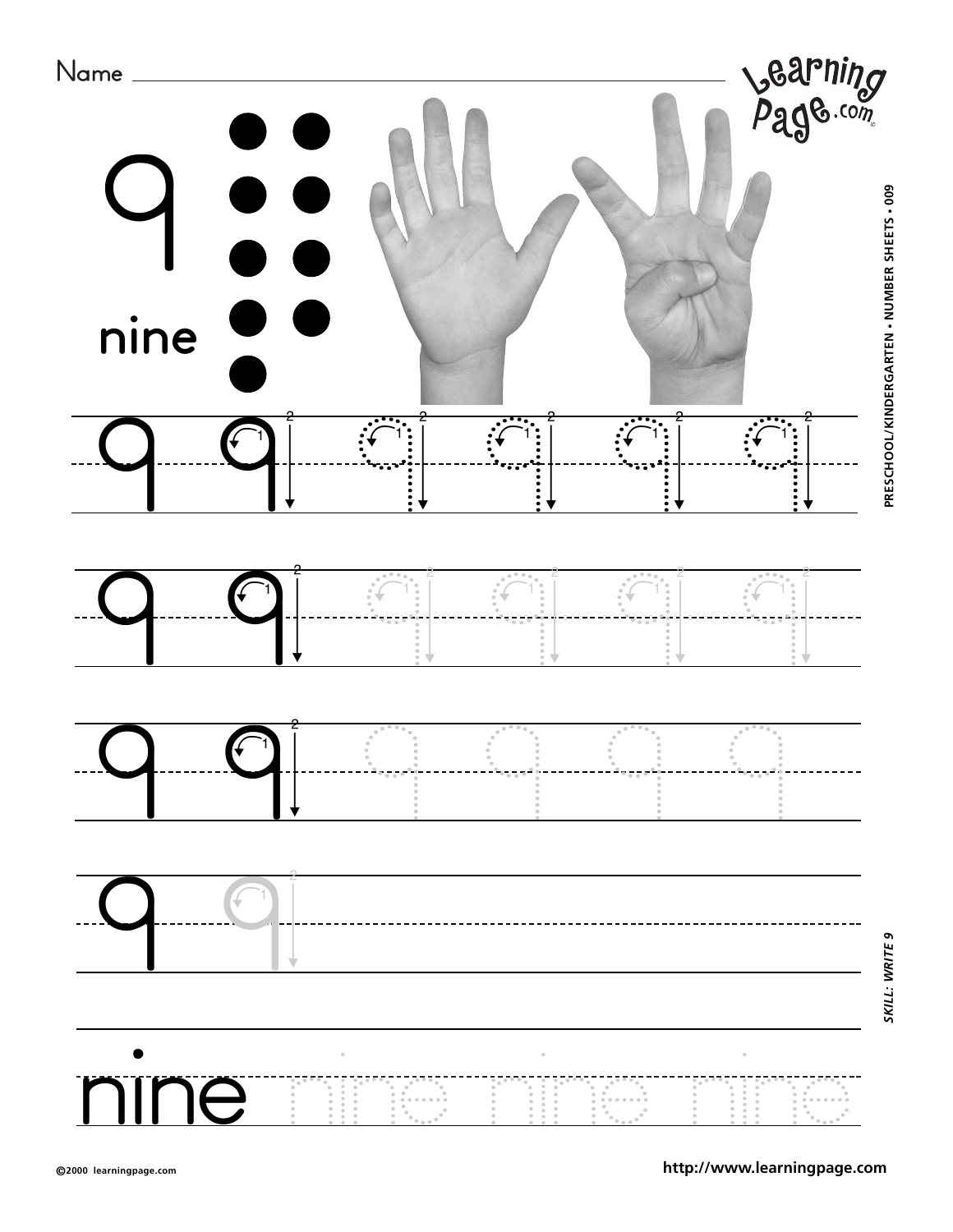Name ________________________________________________

# 9

**nine**

9 9 9 9 9 9

9 9 9 9 9 9

9 9 9 9 9 9

9 9

nine nine nine nine

PRESCHOOL/KINDERGARTEN • NUMBER SHEETS • 009

*SKILL: WRITE 9*

©2000 learningpage.com

http://www.learningpage.com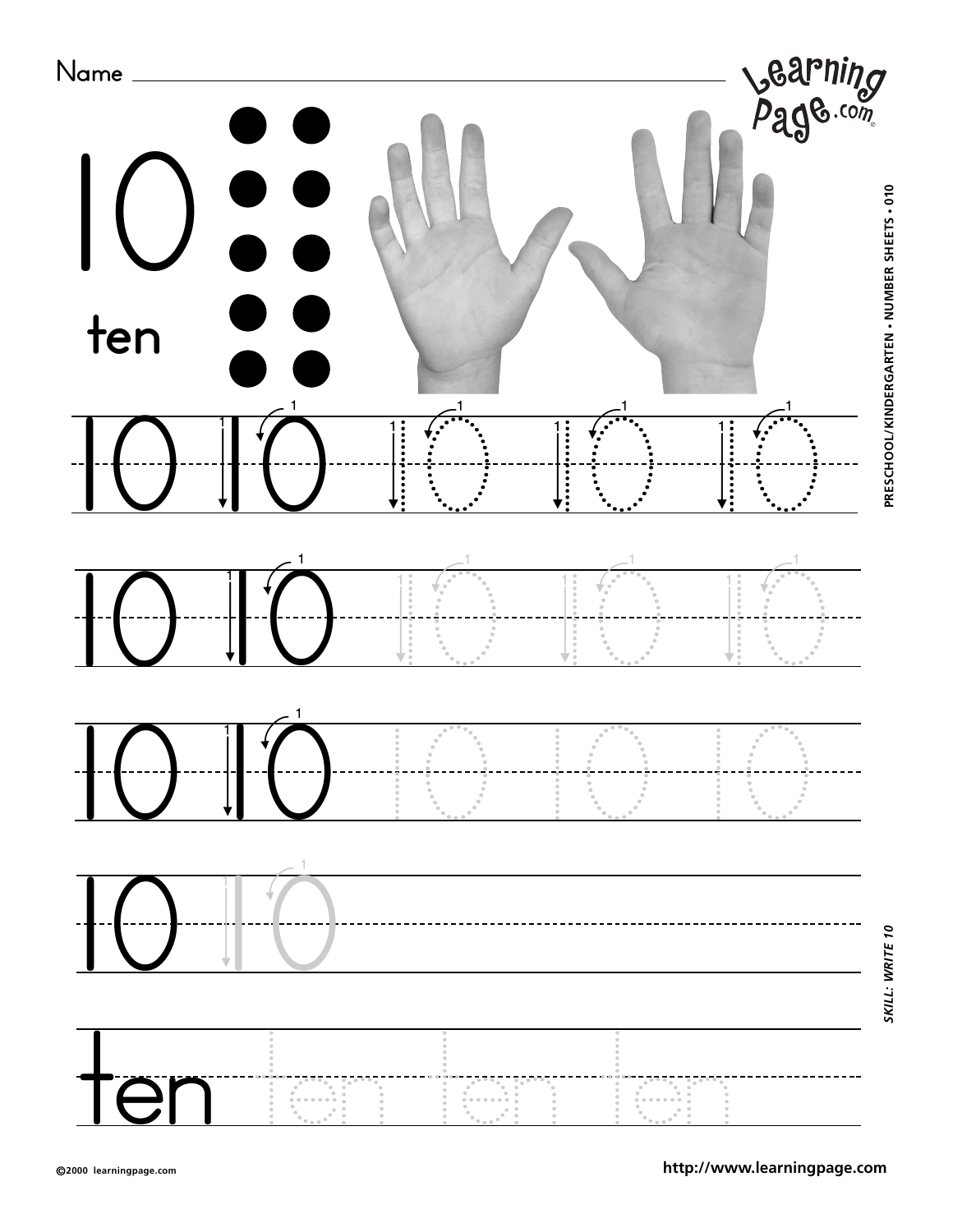Name ______________________________

# 10

ten

10 10 10 10 10

10 10 10 10 10

10 10 10 10 10

10 10

ten ten ten ten

PRESCHOOL/KINDERGARTEN • NUMBER SHEETS • 010

*SKILL: WRITE 10*

©2000 learningpage.com

http://www.learningpage.com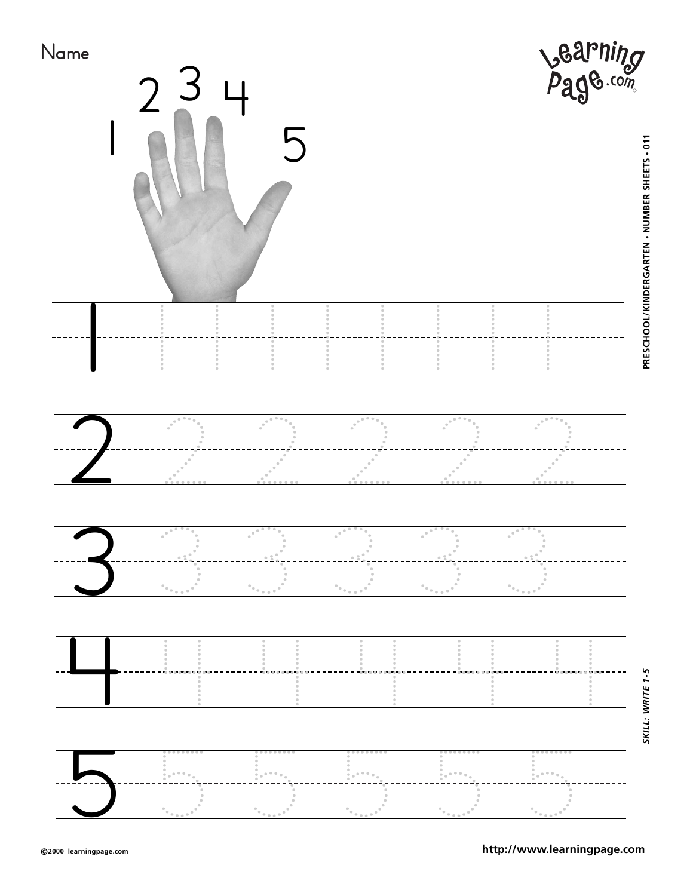Name ______________________________________________

1 2 3 4 5

1

2

3

4

5

PRESCHOOL/KINDERGARTEN • NUMBER SHEETS • 011

*SKILL: WRITE 1-5*

©2000 learningpage.com

http://www.learningpage.com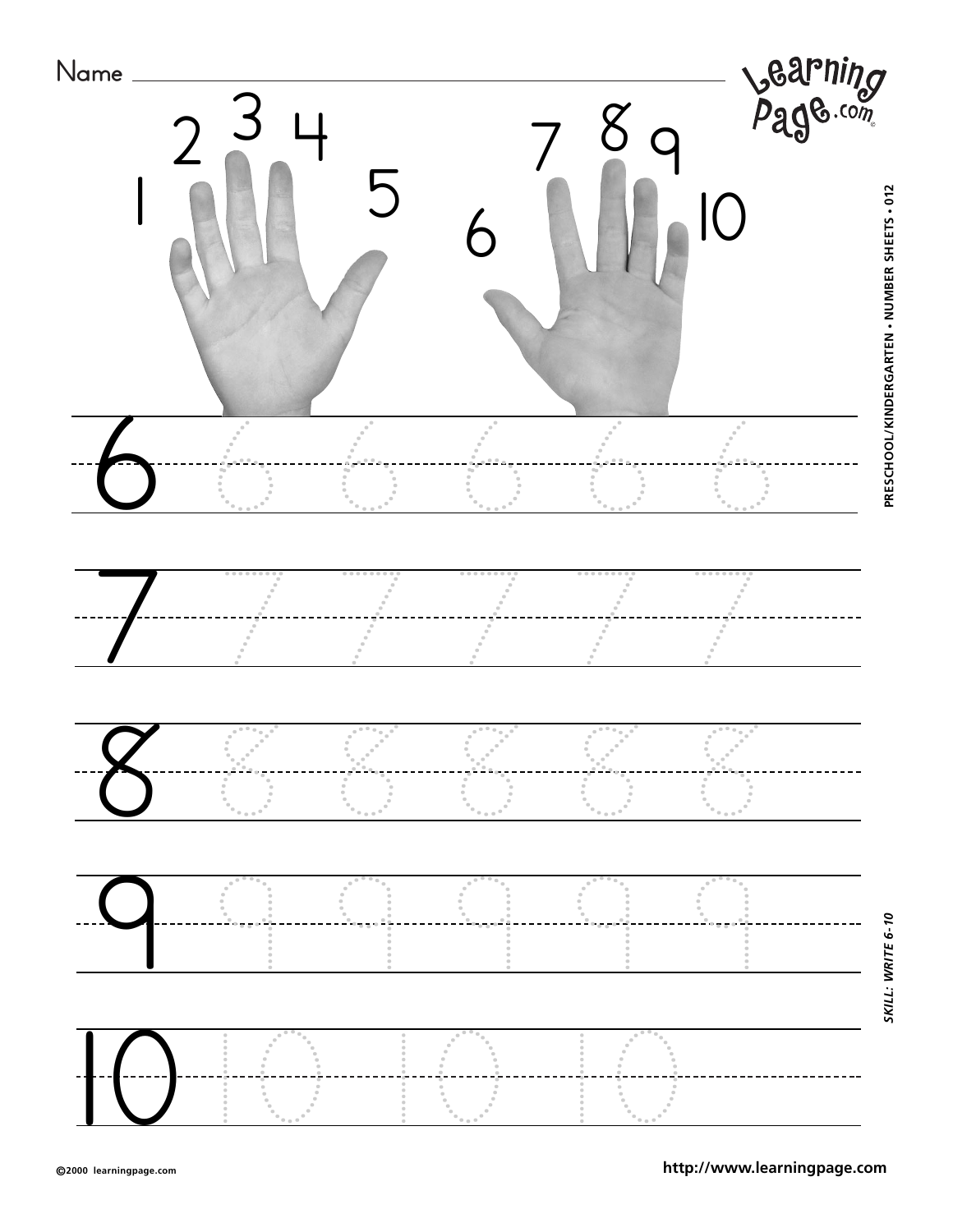Name ______________________________

Learning Page.com

1 2 3 4 5 6 7 8 9 10

6

7

8

9

10

PRESCHOOL/KINDERGARTEN • NUMBER SHEETS • 012

*SKILL: WRITE 6-10*

©2000 learningpage.com

http://www.learningpage.com